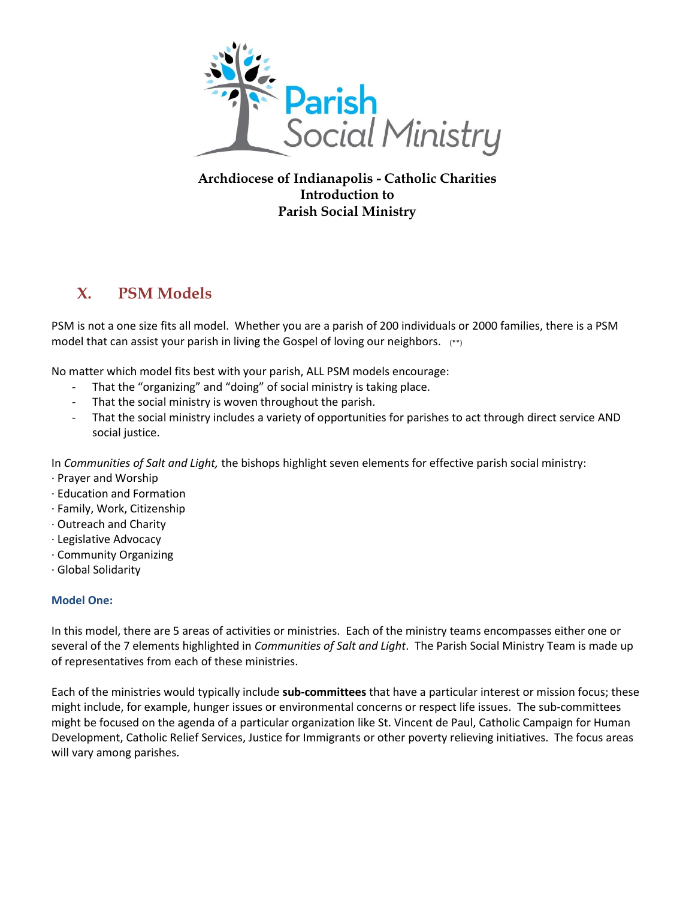Parish Social Ministry

**Archdiocese of Indianapolis - Catholic Charities**
**Introduction to**
**Parish Social Ministry**

## X. PSM Models

PSM is not a one size fits all model. Whether you are a parish of 200 individuals or 2000 families, there is a PSM model that can assist your parish in living the Gospel of loving our neighbors. (**)

No matter which model fits best with your parish, ALL PSM models encourage:

- That the "organizing" and "doing" of social ministry is taking place.
- That the social ministry is woven throughout the parish.
- That the social ministry includes a variety of opportunities for parishes to act through direct service AND social justice.

In *Communities of Salt and Light,* the bishops highlight seven elements for effective parish social ministry:

· Prayer and Worship
· Education and Formation
· Family, Work, Citizenship
· Outreach and Charity
· Legislative Advocacy
· Community Organizing
· Global Solidarity

### Model One:

In this model, there are 5 areas of activities or ministries. Each of the ministry teams encompasses either one or several of the 7 elements highlighted in *Communities of Salt and Light*. The Parish Social Ministry Team is made up of representatives from each of these ministries.

Each of the ministries would typically include **sub-committees** that have a particular interest or mission focus; these might include, for example, hunger issues or environmental concerns or respect life issues. The sub-committees might be focused on the agenda of a particular organization like St. Vincent de Paul, Catholic Campaign for Human Development, Catholic Relief Services, Justice for Immigrants or other poverty relieving initiatives. The focus areas will vary among parishes.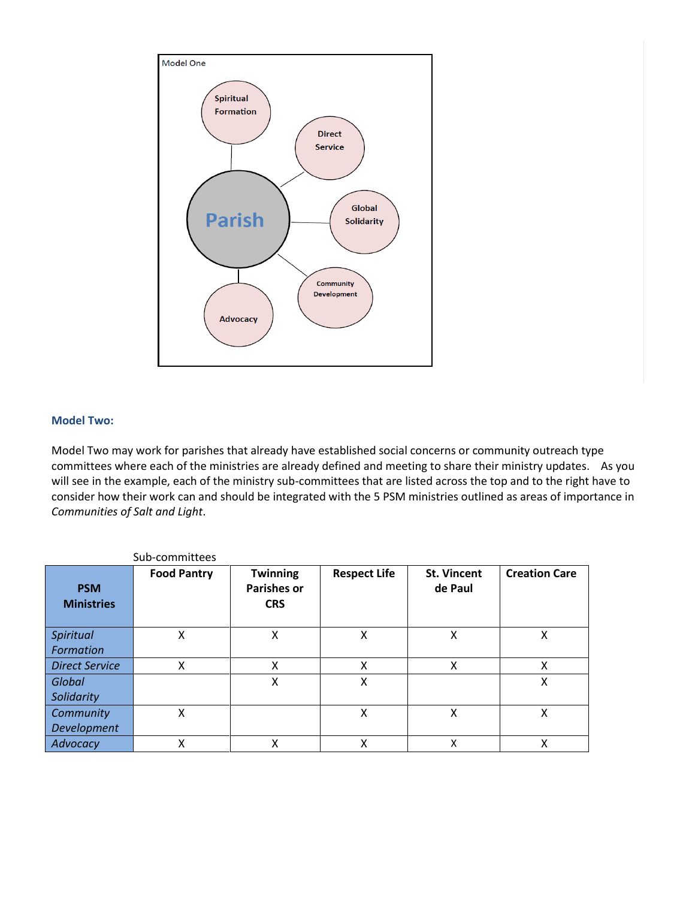Model One

Spiritual Formation

Direct Service

Parish

Global Solidarity

Community Development

Advocacy

### Model Two:

Model Two may work for parishes that already have established social concerns or community outreach type committees where each of the ministries are already defined and meeting to share their ministry updates. As you will see in the example, each of the ministry sub-committees that are listed across the top and to the right have to consider how their work can and should be integrated with the 5 PSM ministries outlined as areas of importance in *Communities of Salt and Light*.

Sub-committees

| PSM Ministries | Food Pantry | Twinning Parishes or CRS | Respect Life | St. Vincent de Paul | Creation Care |
|---|---|---|---|---|---|
| *Spiritual Formation* | X | X | X | X | X |
| *Direct Service* | X | X | X | X | X |
| *Global Solidarity* | | X | X | | X |
| *Community Development* | X | | X | X | X |
| *Advocacy* | X | X | X | X | X |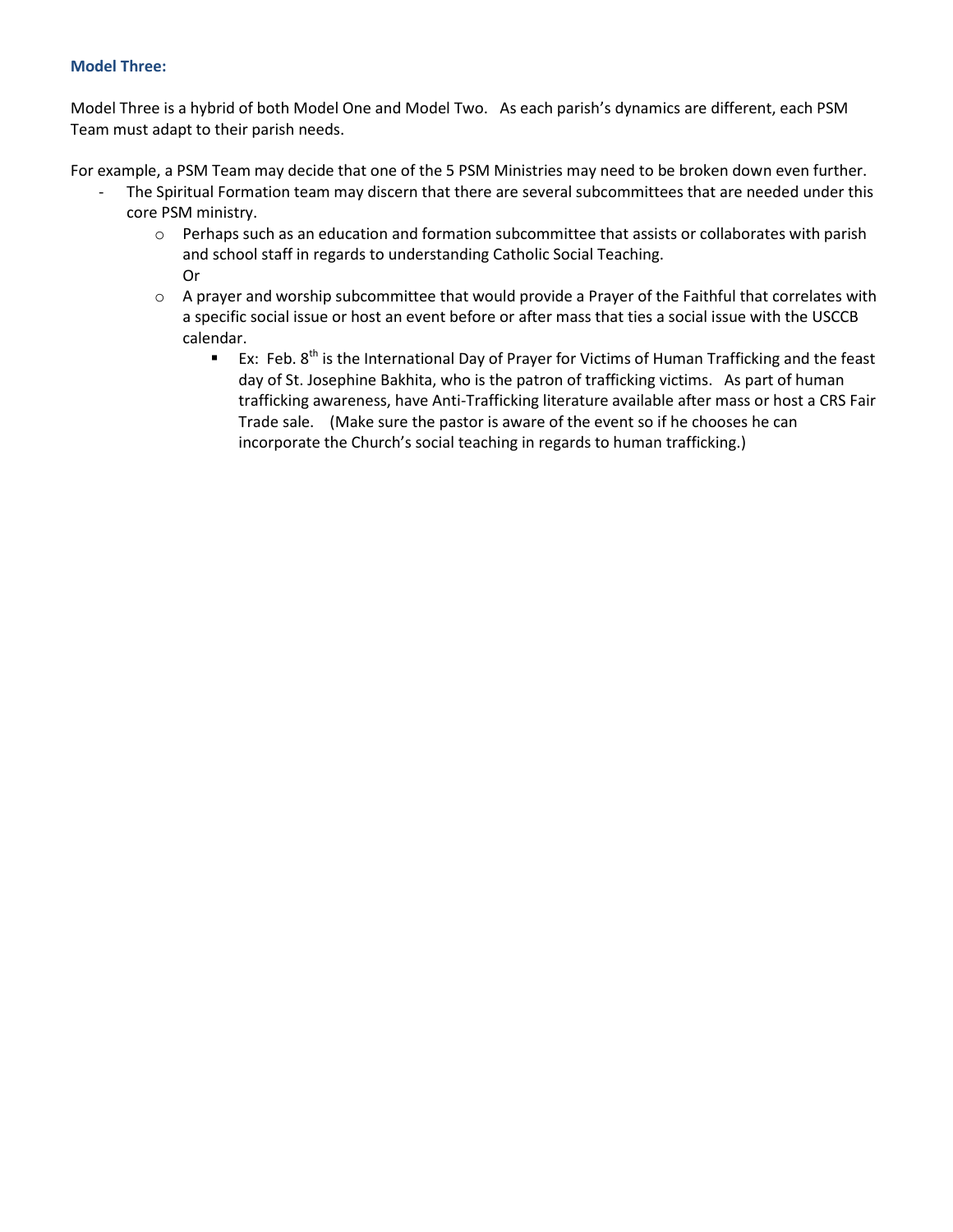**Model Three:**

Model Three is a hybrid of both Model One and Model Two. As each parish's dynamics are different, each PSM Team must adapt to their parish needs.

For example, a PSM Team may decide that one of the 5 PSM Ministries may need to be broken down even further.

- The Spiritual Formation team may discern that there are several subcommittees that are needed under this core PSM ministry.
  - Perhaps such as an education and formation subcommittee that assists or collaborates with parish and school staff in regards to understanding Catholic Social Teaching.
    Or
  - A prayer and worship subcommittee that would provide a Prayer of the Faithful that correlates with a specific social issue or host an event before or after mass that ties a social issue with the USCCB calendar.
    - Ex: Feb. 8th is the International Day of Prayer for Victims of Human Trafficking and the feast day of St. Josephine Bakhita, who is the patron of trafficking victims. As part of human trafficking awareness, have Anti-Trafficking literature available after mass or host a CRS Fair Trade sale. (Make sure the pastor is aware of the event so if he chooses he can incorporate the Church's social teaching in regards to human trafficking.)